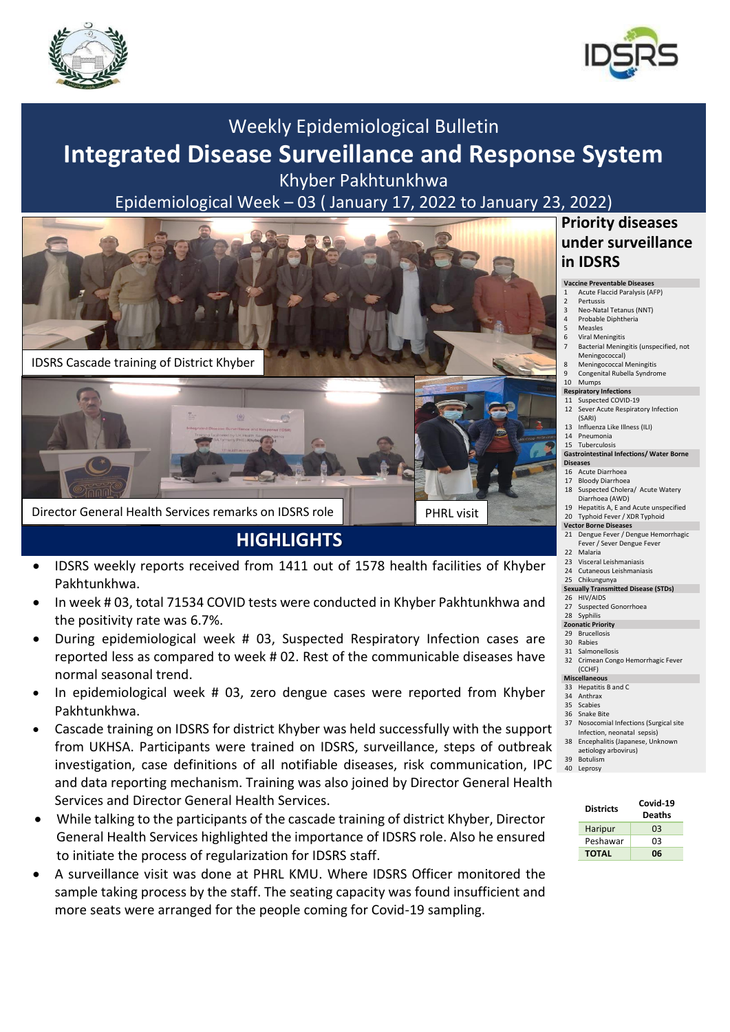# Weekly Epidemiological Bulletin

# Integrated Disease Surveillance and Response System

## Khyber Pakhtunkhwa

### Epidemiological Week – 03 ( January 17, 2022 to January 23, 2022)

IDSRS Cascade training of District Khyber

Director General Health Services remarks on IDSRS role

PHRL visit

## HIGHLIGHTS

- IDSRS weekly reports received from 1411 out of 1578 health facilities of Khyber Pakhtunkhwa.
- In week # 03, total 71534 COVID tests were conducted in Khyber Pakhtunkhwa and the positivity rate was 6.7%.
- During epidemiological week # 03, Suspected Respiratory Infection cases are reported less as compared to week # 02. Rest of the communicable diseases have normal seasonal trend.
- In epidemiological week # 03, zero dengue cases were reported from Khyber Pakhtunkhwa.
- Cascade training on IDSRS for district Khyber was held successfully with the support from UKHSA. Participants were trained on IDSRS, surveillance, steps of outbreak investigation, case definitions of all notifiable diseases, risk communication, IPC and data reporting mechanism. Training was also joined by Director General Health Services and Director General Health Services.
- While talking to the participants of the cascade training of district Khyber, Director General Health Services highlighted the importance of IDSRS role. Also he ensured to initiate the process of regularization for IDSRS staff.
- A surveillance visit was done at PHRL KMU. Where IDSRS Officer monitored the sample taking process by the staff. The seating capacity was found insufficient and more seats were arranged for the people coming for Covid-19 sampling.

## Priority diseases under surveillance in IDSRS

**Vaccine Preventable Diseases**
1. Acute Flaccid Paralysis (AFP)
2. Pertussis
3. Neo-Natal Tetanus (NNT)
4. Probable Diphtheria
5. Measles
6. Viral Meningitis
7. Bacterial Meningitis (unspecified, not Meningococcal)
8. Meningococcal Meningitis
9. Congenital Rubella Syndrome
10. Mumps

**Respiratory Infections**

11. Suspected COVID-19
12. Sever Acute Respiratory Infection (SARI)
13. Influenza Like Illness (ILI)
14. Pneumonia
15. Tuberculosis

**Gastrointestinal Infections/ Water Borne Diseases**

16. Acute Diarrhoea
17. Bloody Diarrhoea
18. Suspected Cholera/ Acute Watery Diarrhoea (AWD)
19. Hepatitis A, E and Acute unspecified
20. Typhoid Fever / XDR Typhoid

**Vector Borne Diseases**

21. Dengue Fever / Dengue Hemorrhagic Fever / Sever Dengue Fever
22. Malaria
23. Visceral Leishmaniasis
24. Cutaneous Leishmaniasis
25. Chikungunya

**Sexually Transmitted Disease (STDs)**

26. HIV/AIDS
27. Suspected Gonorrhoea
28. Syphilis

**Zoonatic Priority**

29. Brucellosis
30. Rabies
31. Salmonellosis
32. Crimean Congo Hemorrhagic Fever (CCHF)

**Miscellaneous**

33. Hepatitis B and C
34. Anthrax
35. Scabies
36. Snake Bite
37. Nosocomial Infections (Surgical site Infection, neonatal sepsis)
38. Encephalitis (Japanese, Unknown aetiology arbovirus)
39. Botulism
40. Leprosy

| Districts | Covid-19 Deaths |
|---|---|
| Haripur | 03 |
| Peshawar | 03 |
| **TOTAL** | **06** |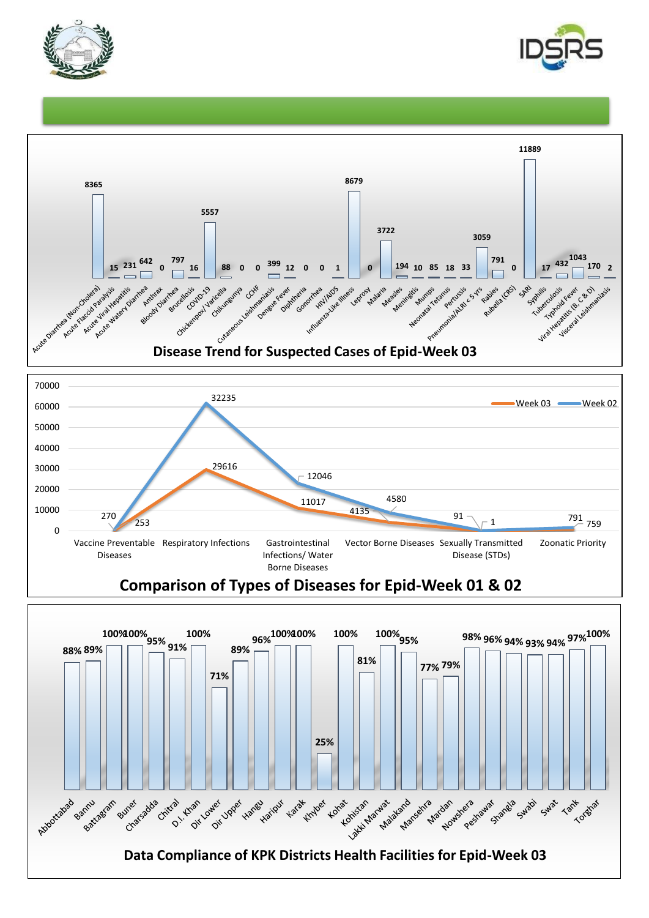8365
15
231
642
0
797
16
5557
88
0
0
399
12
0
0
1
8679
0
3722
194
10
85
18
33
3059
791
0
11889
17
432
1043
170
2

Acute Diarrhea (Non-Cholera)
Acute Flaccid Paralysis
Acute Viral Hepatitis
Acute Watery Diarrhea
Anthrax
Bloody Diarrhea
Brucellosis
COVID-19
Chickenpox/ Varicella
Chikungunya
CCHF
Cutaneous Leishmaniasis
Dengue Fever
Diphtheria
Gonorrhea
HIV/AIDS
Influenza-Like Illness
Leprosy
Malaria
Measles
Meningitis
Mumps
Neonatal Tetanus
Pertussis
Pneumonia/ALRI < 5 yrs
Rabies
Rubella (CRS)
SARI
Syphilis
Tuberculosis
Typhoid Fever
Viral Hepatitis (B, C & D)
Visceral Leishmaniasis

**Disease Trend for Suspected Cases of Epid-Week 03**

70000
60000
50000
40000
30000
20000
10000
0

Week 03
Week 02

270
253
32235
29616
12046
11017
4580
4135
91
1
791
759

Vaccine Preventable Diseases
Respiratory Infections
Gastrointestinal Infections/ Water Borne Diseases
Vector Borne Diseases
Sexually Transmitted Disease (STDs)
Zoonatic Priority

**Comparison of Types of Diseases for Epid-Week 01 & 02**

88%
89%
100%
100%
95%
91%
100%
71%
89%
96%
100%
100%
25%
100%
81%
100%
95%
77%
79%
98%
96%
94%
93%
94%
97%
100%

Abbottabad
Bannu
Battagram
Buner
Charsadda
Chitral
D.I. Khan
Dir Lower
Dir Upper
Hangu
Haripur
Karak
Khyber
Kohat
Kohistan
Lakki Marwat
Malakand
Mansehra
Mardan
Nowshera
Peshawar
Shangla
Swabi
Swat
Tank
Torghar

**Data Compliance of KPK Districts Health Facilities for Epid-Week 03**